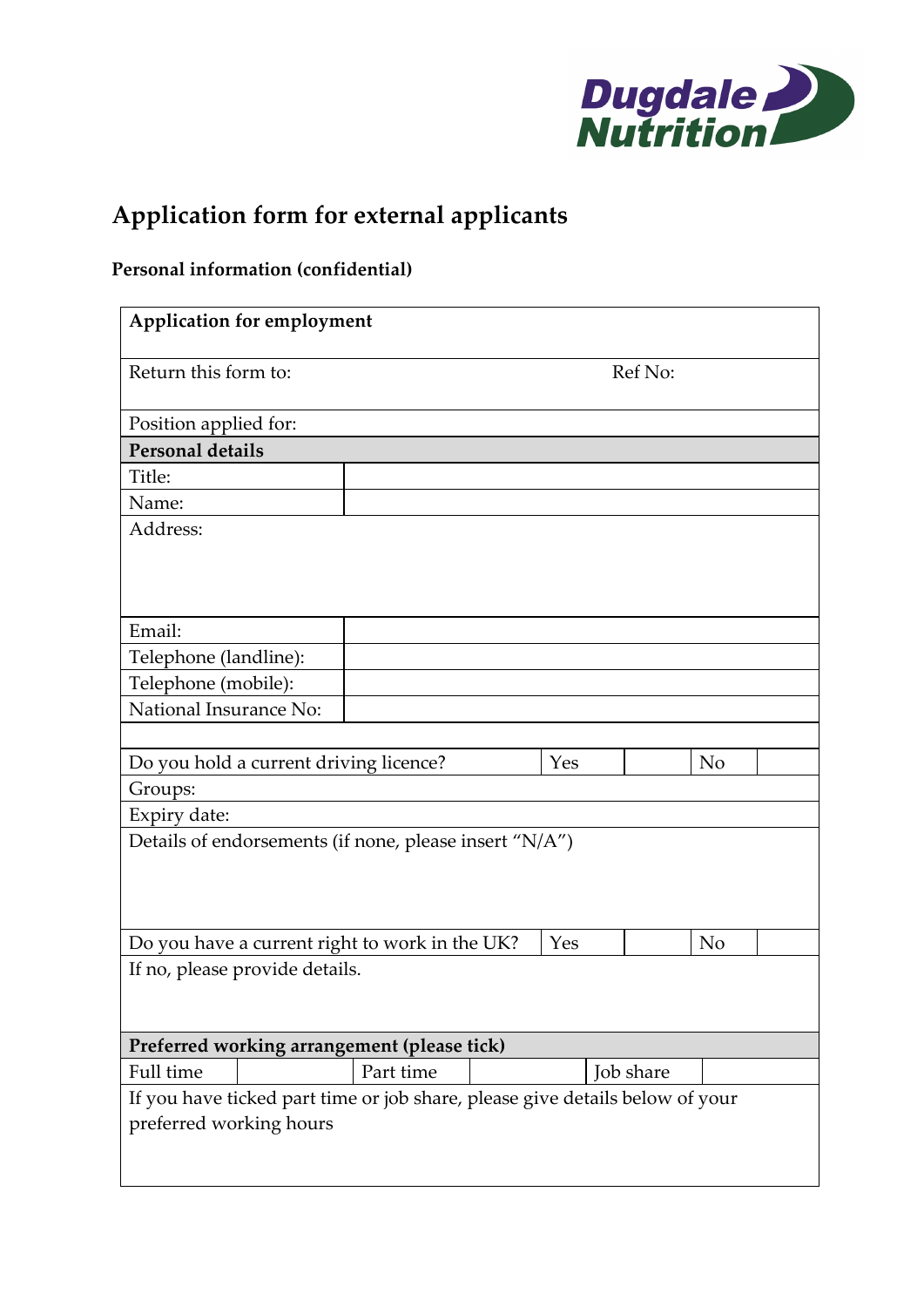Dugdale Nutrition

# Application form for external applicants

**Personal information (confidential)**

| **Application for employment** | | | | | |
|---|---|---|---|---|---|
| Return this form to: | | Ref No: | | | |
| Position applied for: | | | | | |
| **Personal details** | | | | | |
| Title: | | | | | |
| Name: | | | | | |
| Address: | | | | | |
| Email: | | | | | |
| Telephone (landline): | | | | | |
| Telephone (mobile): | | | | | |
| National Insurance No: | | | | | |
| | | | | | |
| Do you hold a current driving licence? | | Yes | | No | |
| Groups: | | | | | |
| Expiry date: | | | | | |
| Details of endorsements (if none, please insert "N/A") | | | | | |
| Do you have a current right to work in the UK? | | Yes | | No | |
| If no, please provide details. | | | | | |

| **Preferred working arrangement (please tick)** | | | | | |
|---|---|---|---|---|---|
| Full time | | Part time | | Job share | |
| If you have ticked part time or job share, please give details below of your preferred working hours | | | | | |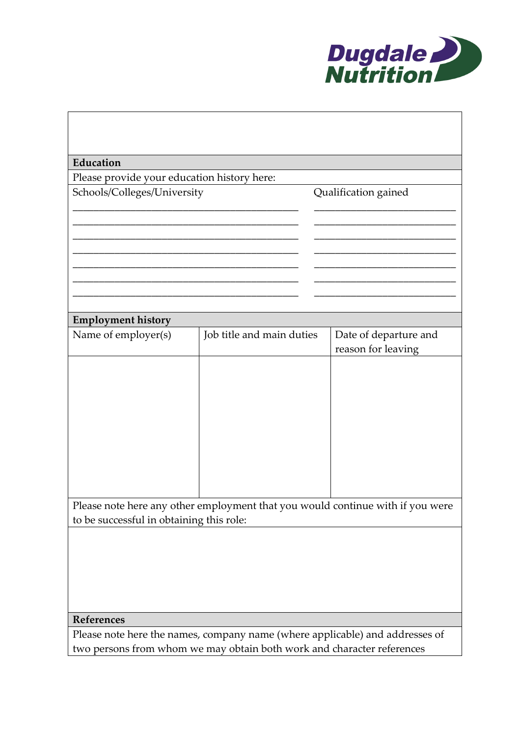**Dugdale Nutrition**

## Education

Please provide your education history here:

| Schools/Colleges/University | Qualification gained |
| --- | --- |
| ____________________________________________ | ____________________________ |
| ____________________________________________ | ____________________________ |
| ____________________________________________ | ____________________________ |
| ____________________________________________ | ____________________________ |
| ____________________________________________ | ____________________________ |
| ____________________________________________ | ____________________________ |
| ____________________________________________ | ____________________________ |

## Employment history

| Name of employer(s) | Job title and main duties | Date of departure and reason for leaving |
| --- | --- | --- |
| | | |

Please note here any other employment that you would continue with if you were to be successful in obtaining this role:

## References

Please note here the names, company name (where applicable) and addresses of two persons from whom we may obtain both work and character references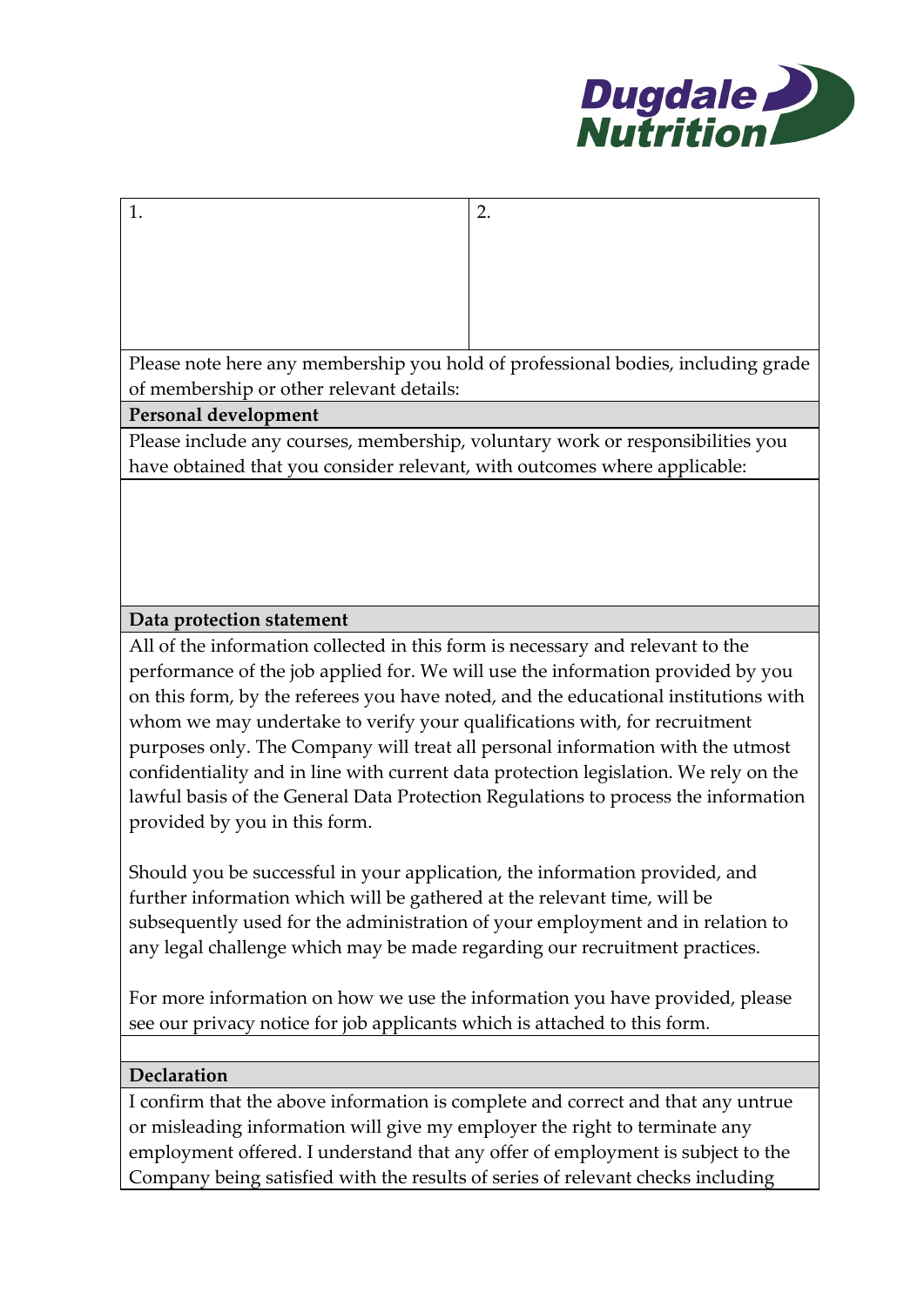| 1. | 2. |
|---|---|

Please note here any membership you hold of professional bodies, including grade of membership or other relevant details:

**Personal development**

Please include any courses, membership, voluntary work or responsibilities you have obtained that you consider relevant, with outcomes where applicable:

**Data protection statement**

All of the information collected in this form is necessary and relevant to the performance of the job applied for. We will use the information provided by you on this form, by the referees you have noted, and the educational institutions with whom we may undertake to verify your qualifications with, for recruitment purposes only. The Company will treat all personal information with the utmost confidentiality and in line with current data protection legislation. We rely on the lawful basis of the General Data Protection Regulations to process the information provided by you in this form.

Should you be successful in your application, the information provided, and further information which will be gathered at the relevant time, will be subsequently used for the administration of your employment and in relation to any legal challenge which may be made regarding our recruitment practices.

For more information on how we use the information you have provided, please see our privacy notice for job applicants which is attached to this form.

**Declaration**

I confirm that the above information is complete and correct and that any untrue or misleading information will give my employer the right to terminate any employment offered. I understand that any offer of employment is subject to the Company being satisfied with the results of series of relevant checks including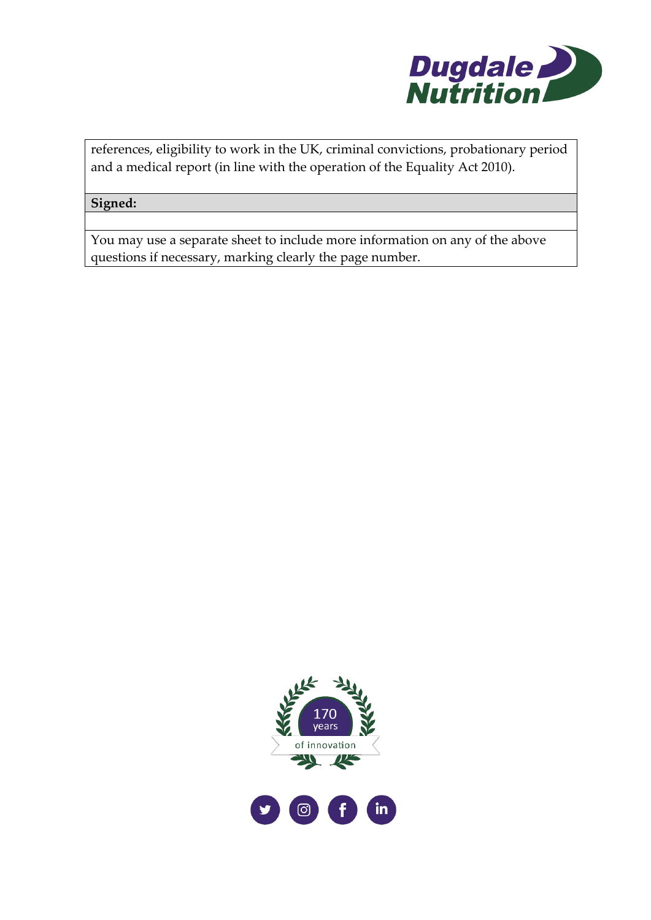| |
|---|
| references, eligibility to work in the UK, criminal convictions, probationary period and a medical report (in line with the operation of the Equality Act 2010). |
| **Signed:** |
| |
| You may use a separate sheet to include more information on any of the above questions if necessary, marking clearly the page number. |